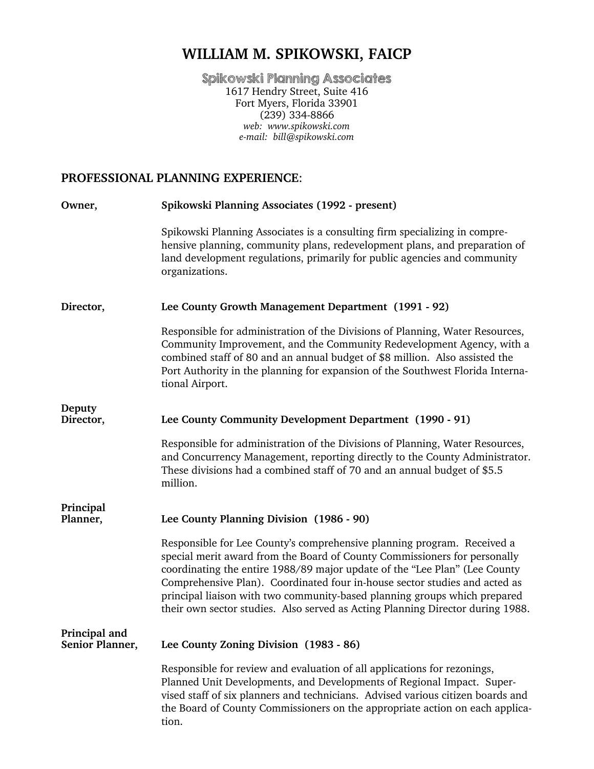# WILLIAM M. SPIKOWSKI, FAICP

Spikowski Planning Associates
1617 Hendry Street, Suite 416
Fort Myers, Florida 33901
(239) 334-8866
*web: www.spikowski.com*
*e-mail: bill@spikowski.com*

## PROFESSIONAL PLANNING EXPERIENCE:

**Owner, — Spikowski Planning Associates (1992 - present)**

Spikowski Planning Associates is a consulting firm specializing in comprehensive planning, community plans, redevelopment plans, and preparation of land development regulations, primarily for public agencies and community organizations.

**Director, — Lee County Growth Management Department (1991 - 92)**

Responsible for administration of the Divisions of Planning, Water Resources, Community Improvement, and the Community Redevelopment Agency, with a combined staff of 80 and an annual budget of $8 million. Also assisted the Port Authority in the planning for expansion of the Southwest Florida International Airport.

**Deputy Director, — Lee County Community Development Department (1990 - 91)**

Responsible for administration of the Divisions of Planning, Water Resources, and Concurrency Management, reporting directly to the County Administrator. These divisions had a combined staff of 70 and an annual budget of $5.5 million.

**Principal Planner, — Lee County Planning Division (1986 - 90)**

Responsible for Lee County's comprehensive planning program. Received a special merit award from the Board of County Commissioners for personally coordinating the entire 1988/89 major update of the "Lee Plan" (Lee County Comprehensive Plan). Coordinated four in-house sector studies and acted as principal liaison with two community-based planning groups which prepared their own sector studies. Also served as Acting Planning Director during 1988.

**Principal and Senior Planner, — Lee County Zoning Division (1983 - 86)**

Responsible for review and evaluation of all applications for rezonings, Planned Unit Developments, and Developments of Regional Impact. Supervised staff of six planners and technicians. Advised various citizen boards and the Board of County Commissioners on the appropriate action on each application.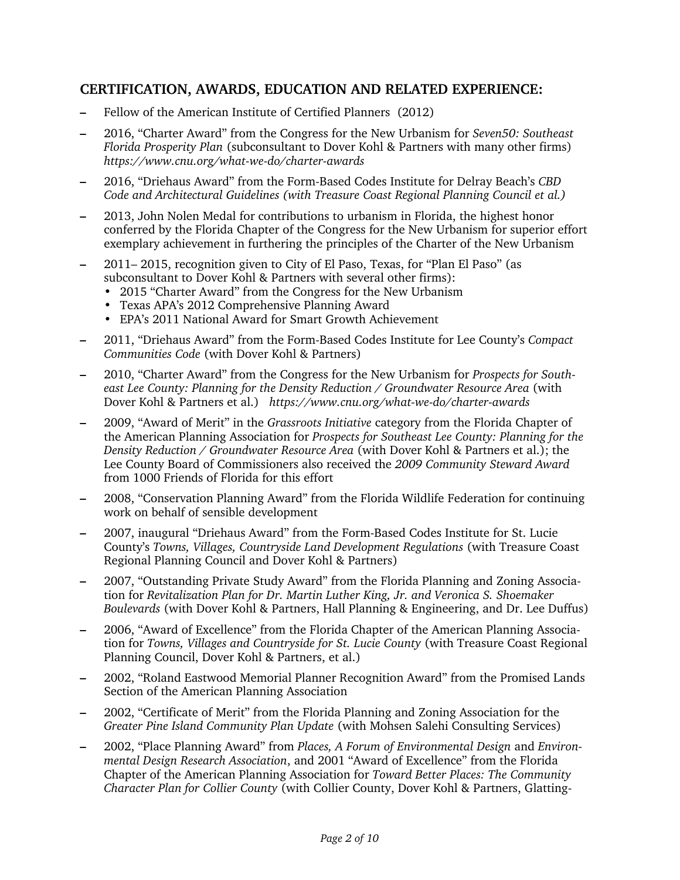## CERTIFICATION, AWARDS, EDUCATION AND RELATED EXPERIENCE:

- Fellow of the American Institute of Certified Planners (2012)
- 2016, "Charter Award" from the Congress for the New Urbanism for *Seven50: Southeast Florida Prosperity Plan* (subconsultant to Dover Kohl & Partners with many other firms) *https://www.cnu.org/what-we-do/charter-awards*
- 2016, "Driehaus Award" from the Form-Based Codes Institute for Delray Beach's *CBD Code and Architectural Guidelines (with Treasure Coast Regional Planning Council et al.)*
- 2013, John Nolen Medal for contributions to urbanism in Florida, the highest honor conferred by the Florida Chapter of the Congress for the New Urbanism for superior effort exemplary achievement in furthering the principles of the Charter of the New Urbanism
- 2011– 2015, recognition given to City of El Paso, Texas, for "Plan El Paso" (as subconsultant to Dover Kohl & Partners with several other firms):
  - 2015 "Charter Award" from the Congress for the New Urbanism
  - Texas APA's 2012 Comprehensive Planning Award
  - EPA's 2011 National Award for Smart Growth Achievement
- 2011, "Driehaus Award" from the Form-Based Codes Institute for Lee County's *Compact Communities Code* (with Dover Kohl & Partners)
- 2010, "Charter Award" from the Congress for the New Urbanism for *Prospects for Southeast Lee County: Planning for the Density Reduction / Groundwater Resource Area* (with Dover Kohl & Partners et al.) *https://www.cnu.org/what-we-do/charter-awards*
- 2009, "Award of Merit" in the *Grassroots Initiative* category from the Florida Chapter of the American Planning Association for *Prospects for Southeast Lee County: Planning for the Density Reduction / Groundwater Resource Area* (with Dover Kohl & Partners et al.); the Lee County Board of Commissioners also received the *2009 Community Steward Award* from 1000 Friends of Florida for this effort
- 2008, "Conservation Planning Award" from the Florida Wildlife Federation for continuing work on behalf of sensible development
- 2007, inaugural "Driehaus Award" from the Form-Based Codes Institute for St. Lucie County's *Towns, Villages, Countryside Land Development Regulations* (with Treasure Coast Regional Planning Council and Dover Kohl & Partners)
- 2007, "Outstanding Private Study Award" from the Florida Planning and Zoning Association for *Revitalization Plan for Dr. Martin Luther King, Jr. and Veronica S. Shoemaker Boulevards* (with Dover Kohl & Partners, Hall Planning & Engineering, and Dr. Lee Duffus)
- 2006, "Award of Excellence" from the Florida Chapter of the American Planning Association for *Towns, Villages and Countryside for St. Lucie County* (with Treasure Coast Regional Planning Council, Dover Kohl & Partners, et al.)
- 2002, "Roland Eastwood Memorial Planner Recognition Award" from the Promised Lands Section of the American Planning Association
- 2002, "Certificate of Merit" from the Florida Planning and Zoning Association for the *Greater Pine Island Community Plan Update* (with Mohsen Salehi Consulting Services)
- 2002, "Place Planning Award" from *Places, A Forum of Environmental Design* and *Environmental Design Research Association*, and 2001 "Award of Excellence" from the Florida Chapter of the American Planning Association for *Toward Better Places: The Community Character Plan for Collier County* (with Collier County, Dover Kohl & Partners, Glatting-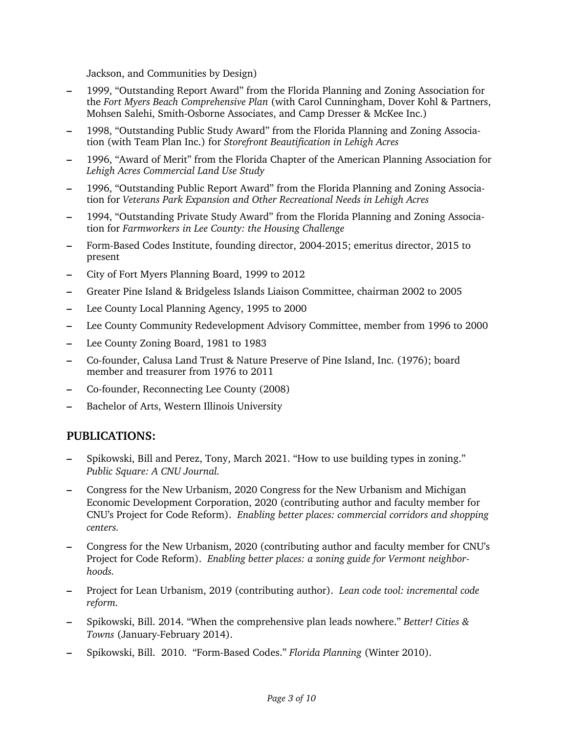Jackson, and Communities by Design)

- 1999, "Outstanding Report Award" from the Florida Planning and Zoning Association for the *Fort Myers Beach Comprehensive Plan* (with Carol Cunningham, Dover Kohl & Partners, Mohsen Salehi, Smith-Osborne Associates, and Camp Dresser & McKee Inc.)
- 1998, "Outstanding Public Study Award" from the Florida Planning and Zoning Association (with Team Plan Inc.) for *Storefront Beautification in Lehigh Acres*
- 1996, "Award of Merit" from the Florida Chapter of the American Planning Association for *Lehigh Acres Commercial Land Use Study*
- 1996, "Outstanding Public Report Award" from the Florida Planning and Zoning Association for *Veterans Park Expansion and Other Recreational Needs in Lehigh Acres*
- 1994, "Outstanding Private Study Award" from the Florida Planning and Zoning Association for *Farmworkers in Lee County: the Housing Challenge*
- Form-Based Codes Institute, founding director, 2004-2015; emeritus director, 2015 to present
- City of Fort Myers Planning Board, 1999 to 2012
- Greater Pine Island & Bridgeless Islands Liaison Committee, chairman 2002 to 2005
- Lee County Local Planning Agency, 1995 to 2000
- Lee County Community Redevelopment Advisory Committee, member from 1996 to 2000
- Lee County Zoning Board, 1981 to 1983
- Co-founder, Calusa Land Trust & Nature Preserve of Pine Island, Inc. (1976); board member and treasurer from 1976 to 2011
- Co-founder, Reconnecting Lee County (2008)
- Bachelor of Arts, Western Illinois University

## PUBLICATIONS:

- Spikowski, Bill and Perez, Tony, March 2021. "How to use building types in zoning." *Public Square: A CNU Journal.*
- Congress for the New Urbanism, 2020 Congress for the New Urbanism and Michigan Economic Development Corporation, 2020 (contributing author and faculty member for CNU's Project for Code Reform). *Enabling better places: commercial corridors and shopping centers.*
- Congress for the New Urbanism, 2020 (contributing author and faculty member for CNU's Project for Code Reform). *Enabling better places: a zoning guide for Vermont neighborhoods.*
- Project for Lean Urbanism, 2019 (contributing author). *Lean code tool: incremental code reform.*
- Spikowski, Bill. 2014. "When the comprehensive plan leads nowhere." *Better! Cities & Towns* (January-February 2014).
- Spikowski, Bill. 2010. "Form-Based Codes." *Florida Planning* (Winter 2010).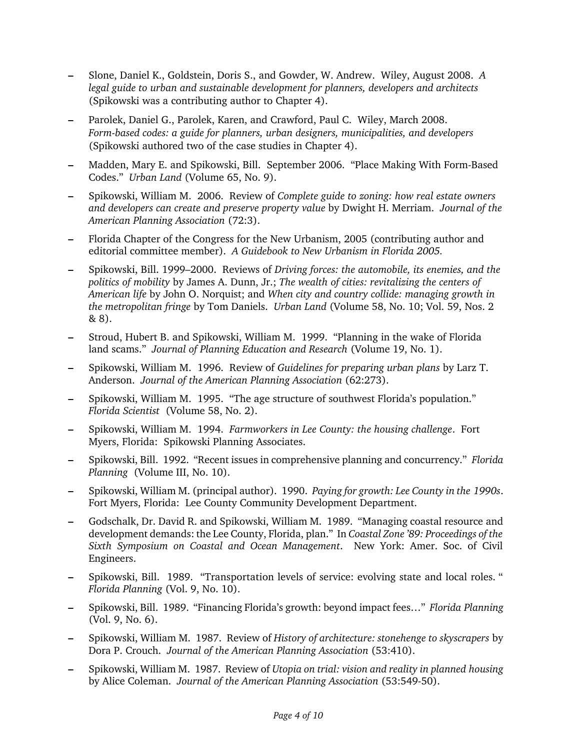- Slone, Daniel K., Goldstein, Doris S., and Gowder, W. Andrew. Wiley, August 2008. *A legal guide to urban and sustainable development for planners, developers and architects* (Spikowski was a contributing author to Chapter 4).

- Parolek, Daniel G., Parolek, Karen, and Crawford, Paul C. Wiley, March 2008. *Form-based codes: a guide for planners, urban designers, municipalities, and developers* (Spikowski authored two of the case studies in Chapter 4).

- Madden, Mary E. and Spikowski, Bill. September 2006. "Place Making With Form-Based Codes." *Urban Land* (Volume 65, No. 9).

- Spikowski, William M. 2006. Review of *Complete guide to zoning: how real estate owners and developers can create and preserve property value* by Dwight H. Merriam. *Journal of the American Planning Association* (72:3).

- Florida Chapter of the Congress for the New Urbanism, 2005 (contributing author and editorial committee member). *A Guidebook to New Urbanism in Florida 2005.*

- Spikowski, Bill. 1999–2000. Reviews of *Driving forces: the automobile, its enemies, and the politics of mobility* by James A. Dunn, Jr.; *The wealth of cities: revitalizing the centers of American life* by John O. Norquist; and *When city and country collide: managing growth in the metropolitan fringe* by Tom Daniels. *Urban Land* (Volume 58, No. 10; Vol. 59, Nos. 2 & 8).

- Stroud, Hubert B. and Spikowski, William M. 1999. "Planning in the wake of Florida land scams." *Journal of Planning Education and Research* (Volume 19, No. 1).

- Spikowski, William M. 1996. Review of *Guidelines for preparing urban plans* by Larz T. Anderson. *Journal of the American Planning Association* (62:273).

- Spikowski, William M. 1995. "The age structure of southwest Florida's population." *Florida Scientist* (Volume 58, No. 2).

- Spikowski, William M. 1994. *Farmworkers in Lee County: the housing challenge*. Fort Myers, Florida: Spikowski Planning Associates.

- Spikowski, Bill. 1992. "Recent issues in comprehensive planning and concurrency." *Florida Planning* (Volume III, No. 10).

- Spikowski, William M. (principal author). 1990. *Paying for growth: Lee County in the 1990s*. Fort Myers, Florida: Lee County Community Development Department.

- Godschalk, Dr. David R. and Spikowski, William M. 1989. "Managing coastal resource and development demands: the Lee County, Florida, plan." In *Coastal Zone '89: Proceedings of the Sixth Symposium on Coastal and Ocean Management*. New York: Amer. Soc. of Civil Engineers.

- Spikowski, Bill. 1989. "Transportation levels of service: evolving state and local roles. " *Florida Planning* (Vol. 9, No. 10).

- Spikowski, Bill. 1989. "Financing Florida's growth: beyond impact fees…" *Florida Planning* (Vol. 9, No. 6).

- Spikowski, William M. 1987. Review of *History of architecture: stonehenge to skyscrapers* by Dora P. Crouch. *Journal of the American Planning Association* (53:410).

- Spikowski, William M. 1987. Review of *Utopia on trial: vision and reality in planned housing* by Alice Coleman. *Journal of the American Planning Association* (53:549-50).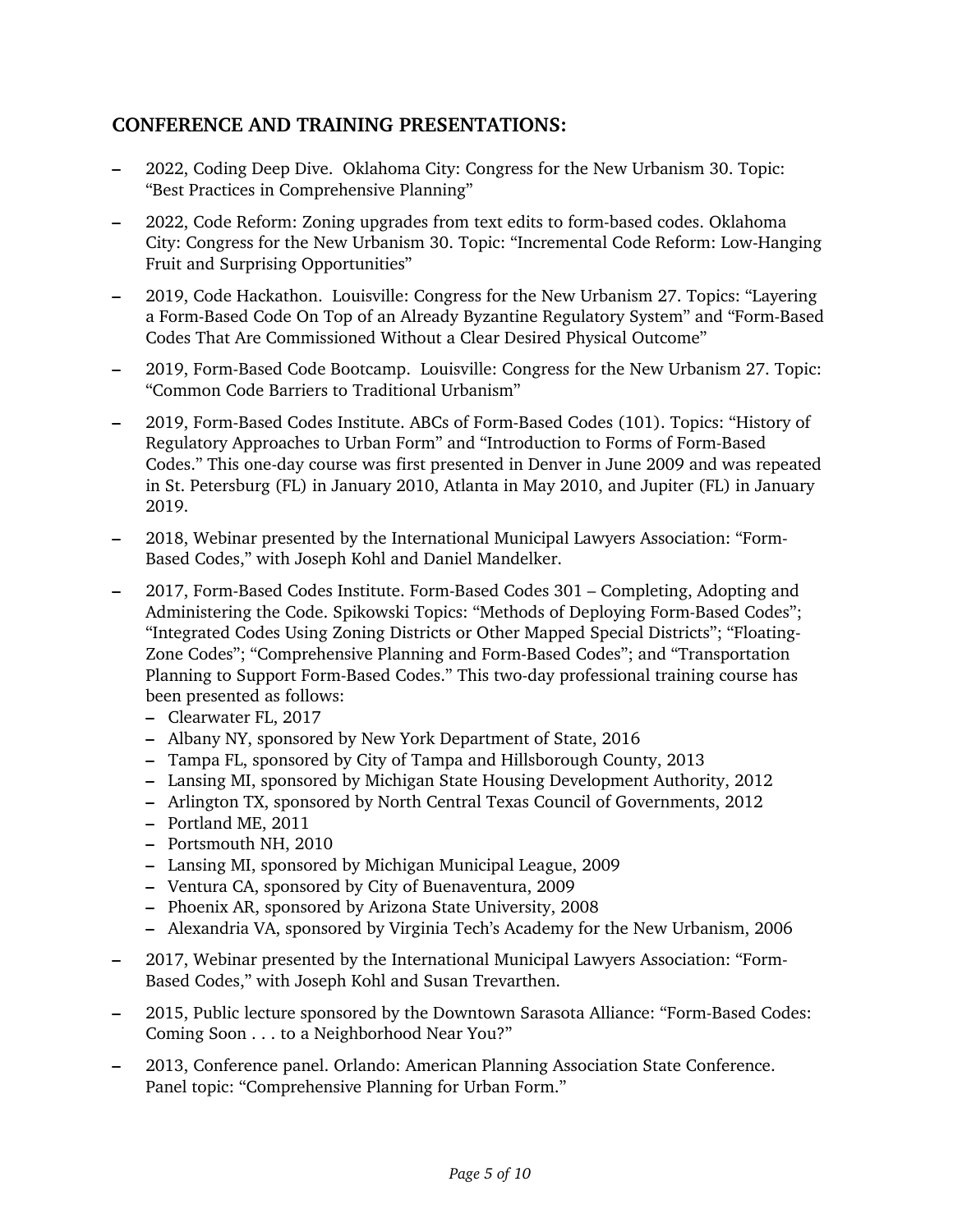## CONFERENCE AND TRAINING PRESENTATIONS:

- 2022, Coding Deep Dive. Oklahoma City: Congress for the New Urbanism 30. Topic: "Best Practices in Comprehensive Planning"
- 2022, Code Reform: Zoning upgrades from text edits to form-based codes. Oklahoma City: Congress for the New Urbanism 30. Topic: "Incremental Code Reform: Low-Hanging Fruit and Surprising Opportunities"
- 2019, Code Hackathon. Louisville: Congress for the New Urbanism 27. Topics: "Layering a Form-Based Code On Top of an Already Byzantine Regulatory System" and "Form-Based Codes That Are Commissioned Without a Clear Desired Physical Outcome"
- 2019, Form-Based Code Bootcamp. Louisville: Congress for the New Urbanism 27. Topic: "Common Code Barriers to Traditional Urbanism"
- 2019, Form-Based Codes Institute. ABCs of Form-Based Codes (101). Topics: "History of Regulatory Approaches to Urban Form" and "Introduction to Forms of Form-Based Codes." This one-day course was first presented in Denver in June 2009 and was repeated in St. Petersburg (FL) in January 2010, Atlanta in May 2010, and Jupiter (FL) in January 2019.
- 2018, Webinar presented by the International Municipal Lawyers Association: "Form-Based Codes," with Joseph Kohl and Daniel Mandelker.
- 2017, Form-Based Codes Institute. Form-Based Codes 301 – Completing, Adopting and Administering the Code. Spikowski Topics: "Methods of Deploying Form-Based Codes"; "Integrated Codes Using Zoning Districts or Other Mapped Special Districts"; "Floating-Zone Codes"; "Comprehensive Planning and Form-Based Codes"; and "Transportation Planning to Support Form-Based Codes." This two-day professional training course has been presented as follows:
  - Clearwater FL, 2017
  - Albany NY, sponsored by New York Department of State, 2016
  - Tampa FL, sponsored by City of Tampa and Hillsborough County, 2013
  - Lansing MI, sponsored by Michigan State Housing Development Authority, 2012
  - Arlington TX, sponsored by North Central Texas Council of Governments, 2012
  - Portland ME, 2011
  - Portsmouth NH, 2010
  - Lansing MI, sponsored by Michigan Municipal League, 2009
  - Ventura CA, sponsored by City of Buenaventura, 2009
  - Phoenix AR, sponsored by Arizona State University, 2008
  - Alexandria VA, sponsored by Virginia Tech's Academy for the New Urbanism, 2006
- 2017, Webinar presented by the International Municipal Lawyers Association: "Form-Based Codes," with Joseph Kohl and Susan Trevarthen.
- 2015, Public lecture sponsored by the Downtown Sarasota Alliance: "Form-Based Codes: Coming Soon . . . to a Neighborhood Near You?"
- 2013, Conference panel. Orlando: American Planning Association State Conference. Panel topic: "Comprehensive Planning for Urban Form."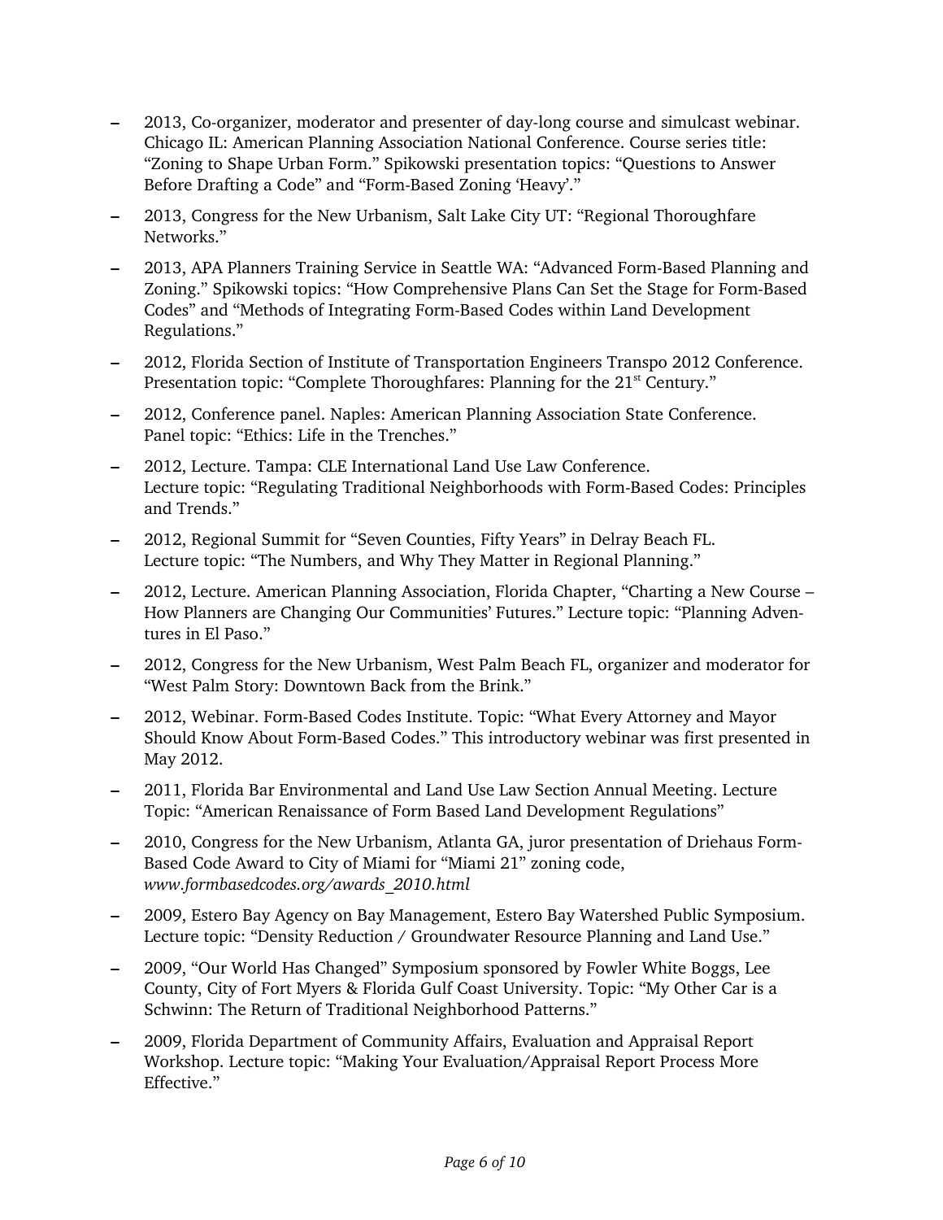- 2013, Co-organizer, moderator and presenter of day-long course and simulcast webinar. Chicago IL: American Planning Association National Conference. Course series title: “Zoning to Shape Urban Form.” Spikowski presentation topics: “Questions to Answer Before Drafting a Code” and “Form-Based Zoning ‘Heavy’.”
- 2013, Congress for the New Urbanism, Salt Lake City UT: “Regional Thoroughfare Networks.”
- 2013, APA Planners Training Service in Seattle WA: “Advanced Form-Based Planning and Zoning.” Spikowski topics: “How Comprehensive Plans Can Set the Stage for Form-Based Codes” and “Methods of Integrating Form-Based Codes within Land Development Regulations.”
- 2012, Florida Section of Institute of Transportation Engineers Transpo 2012 Conference. Presentation topic: “Complete Thoroughfares: Planning for the 21st Century.”
- 2012, Conference panel. Naples: American Planning Association State Conference. Panel topic: “Ethics: Life in the Trenches.”
- 2012, Lecture. Tampa: CLE International Land Use Law Conference. Lecture topic: “Regulating Traditional Neighborhoods with Form-Based Codes: Principles and Trends.”
- 2012, Regional Summit for “Seven Counties, Fifty Years” in Delray Beach FL. Lecture topic: “The Numbers, and Why They Matter in Regional Planning.”
- 2012, Lecture. American Planning Association, Florida Chapter, “Charting a New Course – How Planners are Changing Our Communities’ Futures.” Lecture topic: “Planning Adventures in El Paso.”
- 2012, Congress for the New Urbanism, West Palm Beach FL, organizer and moderator for “West Palm Story: Downtown Back from the Brink.”
- 2012, Webinar. Form-Based Codes Institute. Topic: “What Every Attorney and Mayor Should Know About Form-Based Codes.” This introductory webinar was first presented in May 2012.
- 2011, Florida Bar Environmental and Land Use Law Section Annual Meeting. Lecture Topic: “American Renaissance of Form Based Land Development Regulations”
- 2010, Congress for the New Urbanism, Atlanta GA, juror presentation of Driehaus Form-Based Code Award to City of Miami for “Miami 21” zoning code, *www.formbasedcodes.org/awards_2010.html*
- 2009, Estero Bay Agency on Bay Management, Estero Bay Watershed Public Symposium. Lecture topic: “Density Reduction / Groundwater Resource Planning and Land Use.”
- 2009, “Our World Has Changed” Symposium sponsored by Fowler White Boggs, Lee County, City of Fort Myers & Florida Gulf Coast University. Topic: “My Other Car is a Schwinn: The Return of Traditional Neighborhood Patterns.”
- 2009, Florida Department of Community Affairs, Evaluation and Appraisal Report Workshop. Lecture topic: “Making Your Evaluation/Appraisal Report Process More Effective.”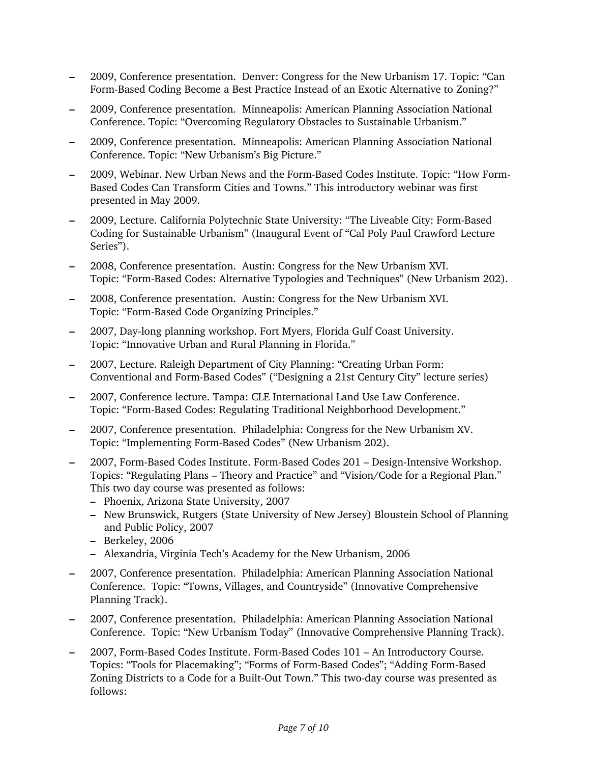- 2009, Conference presentation.  Denver: Congress for the New Urbanism 17. Topic: "Can Form-Based Coding Become a Best Practice Instead of an Exotic Alternative to Zoning?"
- 2009, Conference presentation.  Minneapolis: American Planning Association National Conference. Topic: "Overcoming Regulatory Obstacles to Sustainable Urbanism."
- 2009, Conference presentation.  Minneapolis: American Planning Association National Conference. Topic: "New Urbanism's Big Picture."
- 2009, Webinar. New Urban News and the Form-Based Codes Institute. Topic: "How Form-Based Codes Can Transform Cities and Towns." This introductory webinar was first presented in May 2009.
- 2009, Lecture. California Polytechnic State University: "The Liveable City: Form-Based Coding for Sustainable Urbanism" (Inaugural Event of "Cal Poly Paul Crawford Lecture Series").
- 2008, Conference presentation.  Austin: Congress for the New Urbanism XVI. Topic: "Form-Based Codes: Alternative Typologies and Techniques" (New Urbanism 202).
- 2008, Conference presentation.  Austin: Congress for the New Urbanism XVI. Topic: "Form-Based Code Organizing Principles."
- 2007, Day-long planning workshop. Fort Myers, Florida Gulf Coast University. Topic: "Innovative Urban and Rural Planning in Florida."
- 2007, Lecture. Raleigh Department of City Planning: "Creating Urban Form: Conventional and Form-Based Codes" ("Designing a 21st Century City" lecture series)
- 2007, Conference lecture. Tampa: CLE International Land Use Law Conference. Topic: "Form-Based Codes: Regulating Traditional Neighborhood Development."
- 2007, Conference presentation.  Philadelphia: Congress for the New Urbanism XV. Topic: "Implementing Form-Based Codes" (New Urbanism 202).
- 2007, Form-Based Codes Institute. Form-Based Codes 201 – Design-Intensive Workshop. Topics: "Regulating Plans – Theory and Practice" and "Vision/Code for a Regional Plan." This two day course was presented as follows:
  - Phoenix, Arizona State University, 2007
  - New Brunswick, Rutgers (State University of New Jersey) Bloustein School of Planning and Public Policy, 2007
  - Berkeley, 2006
  - Alexandria, Virginia Tech's Academy for the New Urbanism, 2006
- 2007, Conference presentation.  Philadelphia: American Planning Association National Conference.  Topic: "Towns, Villages, and Countryside" (Innovative Comprehensive Planning Track).
- 2007, Conference presentation.  Philadelphia: American Planning Association National Conference.  Topic: "New Urbanism Today" (Innovative Comprehensive Planning Track).
- 2007, Form-Based Codes Institute. Form-Based Codes 101 – An Introductory Course. Topics: "Tools for Placemaking"; "Forms of Form-Based Codes"; "Adding Form-Based Zoning Districts to a Code for a Built-Out Town." This two-day course was presented as follows: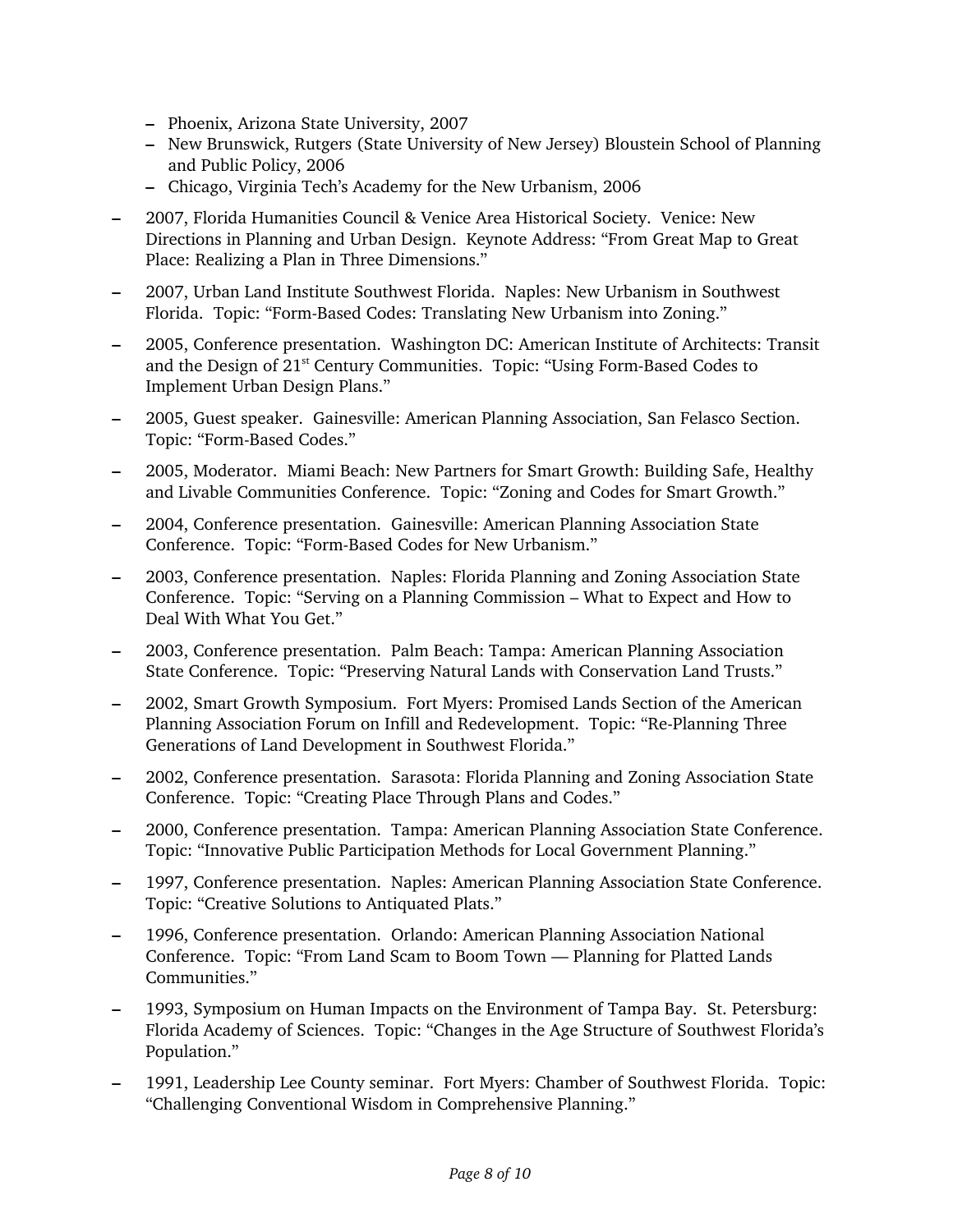- Phoenix, Arizona State University, 2007
  - New Brunswick, Rutgers (State University of New Jersey) Bloustein School of Planning and Public Policy, 2006
  - Chicago, Virginia Tech's Academy for the New Urbanism, 2006

- 2007, Florida Humanities Council & Venice Area Historical Society. Venice: New Directions in Planning and Urban Design. Keynote Address: "From Great Map to Great Place: Realizing a Plan in Three Dimensions."

- 2007, Urban Land Institute Southwest Florida. Naples: New Urbanism in Southwest Florida. Topic: "Form-Based Codes: Translating New Urbanism into Zoning."

- 2005, Conference presentation. Washington DC: American Institute of Architects: Transit and the Design of 21st Century Communities. Topic: "Using Form-Based Codes to Implement Urban Design Plans."

- 2005, Guest speaker. Gainesville: American Planning Association, San Felasco Section. Topic: "Form-Based Codes."

- 2005, Moderator. Miami Beach: New Partners for Smart Growth: Building Safe, Healthy and Livable Communities Conference. Topic: "Zoning and Codes for Smart Growth."

- 2004, Conference presentation. Gainesville: American Planning Association State Conference. Topic: "Form-Based Codes for New Urbanism."

- 2003, Conference presentation. Naples: Florida Planning and Zoning Association State Conference. Topic: "Serving on a Planning Commission – What to Expect and How to Deal With What You Get."

- 2003, Conference presentation. Palm Beach: Tampa: American Planning Association State Conference. Topic: "Preserving Natural Lands with Conservation Land Trusts."

- 2002, Smart Growth Symposium. Fort Myers: Promised Lands Section of the American Planning Association Forum on Infill and Redevelopment. Topic: "Re-Planning Three Generations of Land Development in Southwest Florida."

- 2002, Conference presentation. Sarasota: Florida Planning and Zoning Association State Conference. Topic: "Creating Place Through Plans and Codes."

- 2000, Conference presentation. Tampa: American Planning Association State Conference. Topic: "Innovative Public Participation Methods for Local Government Planning."

- 1997, Conference presentation. Naples: American Planning Association State Conference. Topic: "Creative Solutions to Antiquated Plats."

- 1996, Conference presentation. Orlando: American Planning Association National Conference. Topic: "From Land Scam to Boom Town — Planning for Platted Lands Communities."

- 1993, Symposium on Human Impacts on the Environment of Tampa Bay. St. Petersburg: Florida Academy of Sciences. Topic: "Changes in the Age Structure of Southwest Florida's Population."

- 1991, Leadership Lee County seminar. Fort Myers: Chamber of Southwest Florida. Topic: "Challenging Conventional Wisdom in Comprehensive Planning."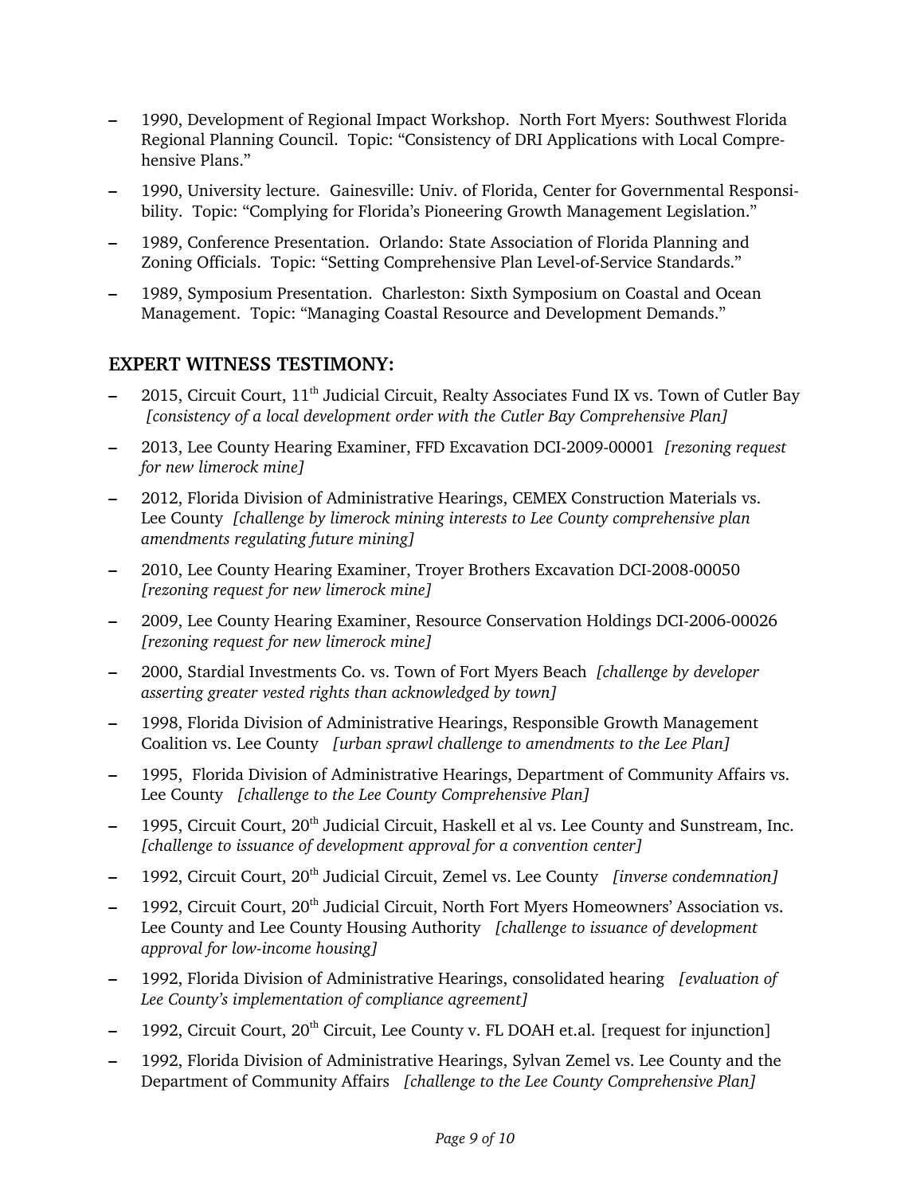- 1990, Development of Regional Impact Workshop. North Fort Myers: Southwest Florida Regional Planning Council. Topic: "Consistency of DRI Applications with Local Comprehensive Plans."
- 1990, University lecture. Gainesville: Univ. of Florida, Center for Governmental Responsibility. Topic: "Complying for Florida's Pioneering Growth Management Legislation."
- 1989, Conference Presentation. Orlando: State Association of Florida Planning and Zoning Officials. Topic: "Setting Comprehensive Plan Level-of-Service Standards."
- 1989, Symposium Presentation. Charleston: Sixth Symposium on Coastal and Ocean Management. Topic: "Managing Coastal Resource and Development Demands."

## EXPERT WITNESS TESTIMONY:

- 2015, Circuit Court, 11th Judicial Circuit, Realty Associates Fund IX vs. Town of Cutler Bay *[consistency of a local development order with the Cutler Bay Comprehensive Plan]*
- 2013, Lee County Hearing Examiner, FFD Excavation DCI-2009-00001 *[rezoning request for new limerock mine]*
- 2012, Florida Division of Administrative Hearings, CEMEX Construction Materials vs. Lee County *[challenge by limerock mining interests to Lee County comprehensive plan amendments regulating future mining]*
- 2010, Lee County Hearing Examiner, Troyer Brothers Excavation DCI-2008-00050 *[rezoning request for new limerock mine]*
- 2009, Lee County Hearing Examiner, Resource Conservation Holdings DCI-2006-00026 *[rezoning request for new limerock mine]*
- 2000, Stardial Investments Co. vs. Town of Fort Myers Beach *[challenge by developer asserting greater vested rights than acknowledged by town]*
- 1998, Florida Division of Administrative Hearings, Responsible Growth Management Coalition vs. Lee County *[urban sprawl challenge to amendments to the Lee Plan]*
- 1995, Florida Division of Administrative Hearings, Department of Community Affairs vs. Lee County *[challenge to the Lee County Comprehensive Plan]*
- 1995, Circuit Court, 20th Judicial Circuit, Haskell et al vs. Lee County and Sunstream, Inc. *[challenge to issuance of development approval for a convention center]*
- 1992, Circuit Court, 20th Judicial Circuit, Zemel vs. Lee County *[inverse condemnation]*
- 1992, Circuit Court, 20th Judicial Circuit, North Fort Myers Homeowners' Association vs. Lee County and Lee County Housing Authority *[challenge to issuance of development approval for low-income housing]*
- 1992, Florida Division of Administrative Hearings, consolidated hearing *[evaluation of Lee County's implementation of compliance agreement]*
- 1992, Circuit Court, 20th Circuit, Lee County v. FL DOAH et.al. [request for injunction]
- 1992, Florida Division of Administrative Hearings, Sylvan Zemel vs. Lee County and the Department of Community Affairs *[challenge to the Lee County Comprehensive Plan]*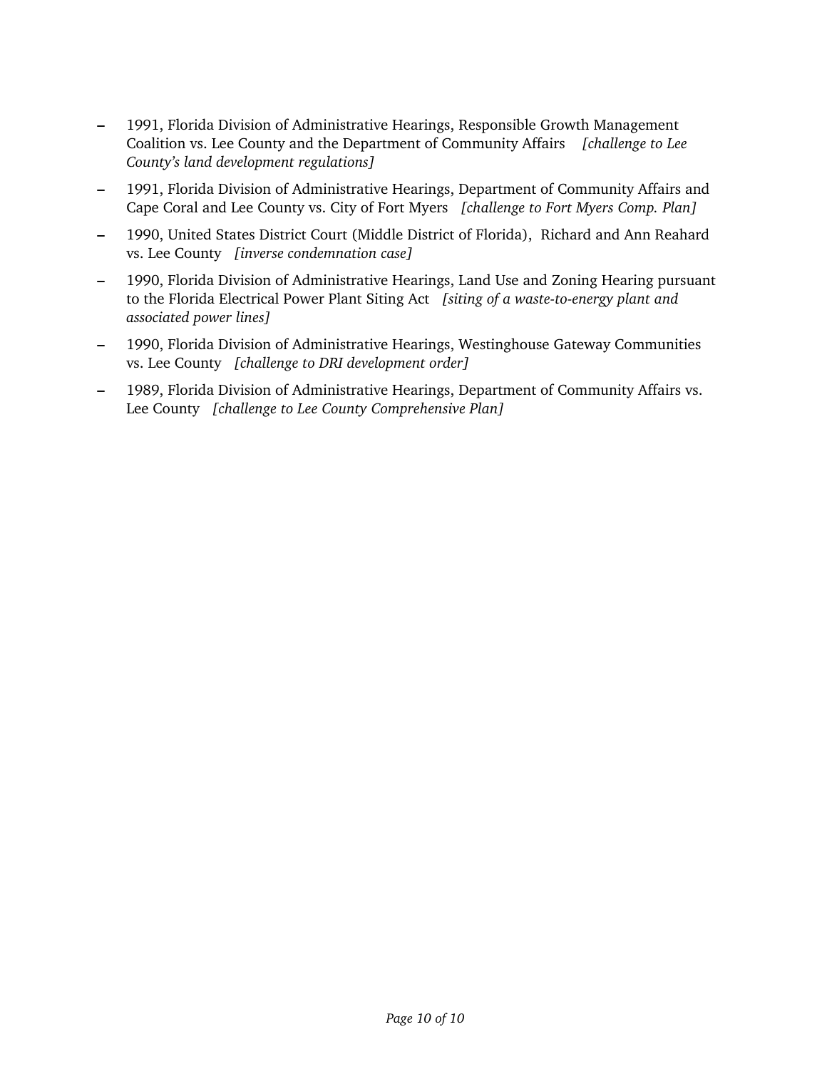- 1991, Florida Division of Administrative Hearings, Responsible Growth Management Coalition vs. Lee County and the Department of Community Affairs *[challenge to Lee County's land development regulations]*
- 1991, Florida Division of Administrative Hearings, Department of Community Affairs and Cape Coral and Lee County vs. City of Fort Myers *[challenge to Fort Myers Comp. Plan]*
- 1990, United States District Court (Middle District of Florida), Richard and Ann Reahard vs. Lee County *[inverse condemnation case]*
- 1990, Florida Division of Administrative Hearings, Land Use and Zoning Hearing pursuant to the Florida Electrical Power Plant Siting Act *[siting of a waste-to-energy plant and associated power lines]*
- 1990, Florida Division of Administrative Hearings, Westinghouse Gateway Communities vs. Lee County *[challenge to DRI development order]*
- 1989, Florida Division of Administrative Hearings, Department of Community Affairs vs. Lee County *[challenge to Lee County Comprehensive Plan]*